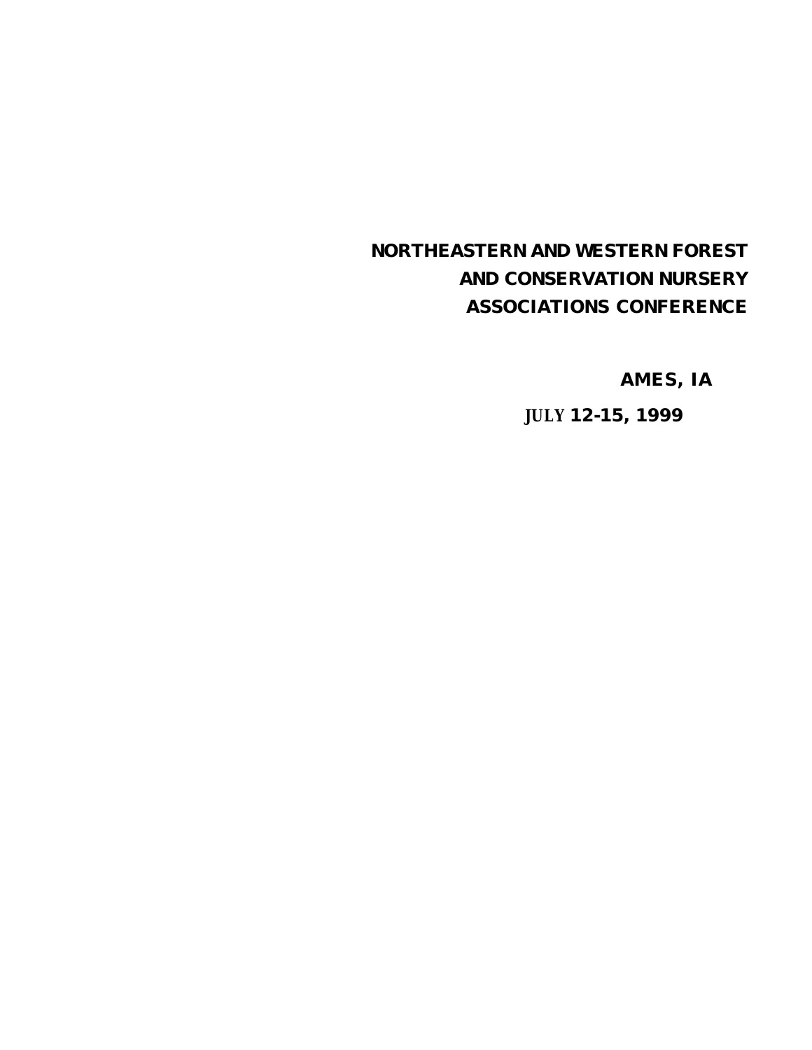# NORTHEASTERN AND WESTERN FOREST AND CONSERVATION NURSERY ASSOCIATIONS CONFERENCE

**AMES, IA**

**JULY 12-15, 1999**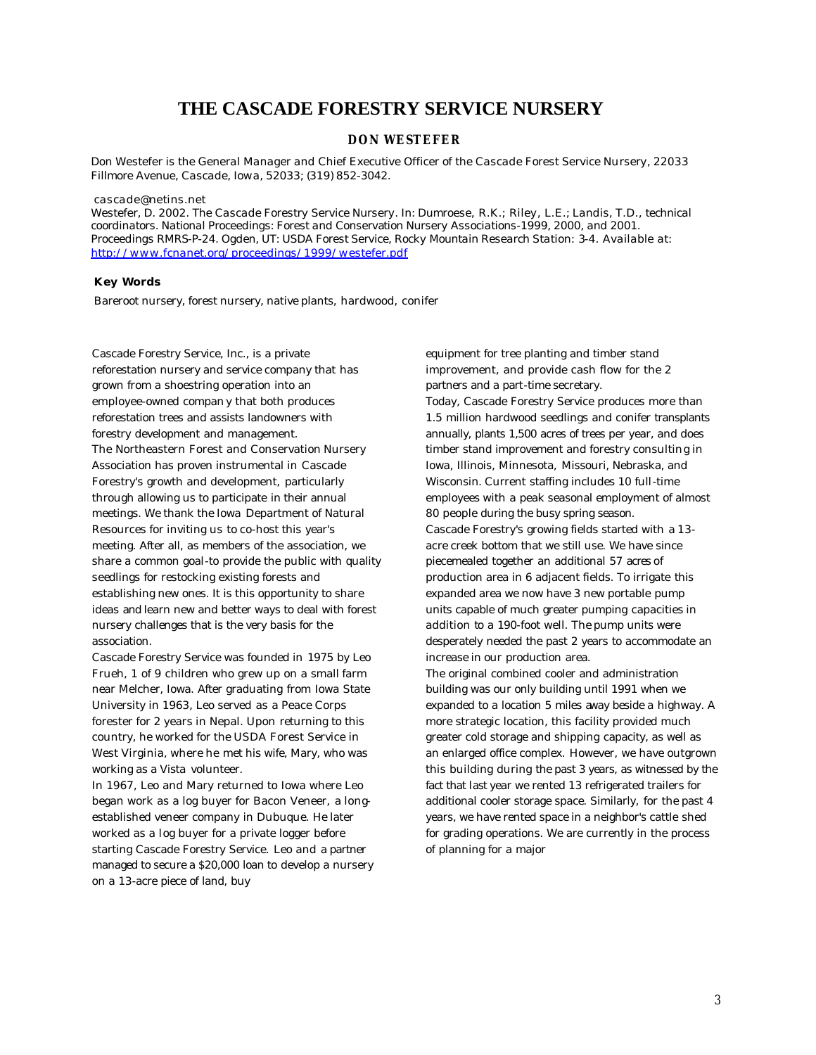# THE CASCADE FORESTRY SERVICE NURSERY

## DON WESTEFER

Don Westefer is the General Manager and Chief Executive Officer of the Cascade Forest Service Nursery, 22033 Fillmore Avenue, Cascade, Iowa, 52033; (319) 852-3042.

cascade@netins.net

Westefer, D. 2002. The Cascade Forestry Service Nursery. In: Dumroese, R.K.; Riley, L.E.; Landis, T.D., technical coordinators. National Proceedings: Forest and Conservation Nursery Associations-1999, 2000, and 2001. Proceedings RMRS-P-24. Ogden, UT: USDA Forest Service, Rocky Mountain Research Station: 3-4. Available at: http://www.fcnanet.org/proceedings/1999/westefer.pdf

**Key Words**

Bareroot nursery, forest nursery, native plants, hardwood, conifer

Cascade Forestry Service, Inc., is a private reforestation nursery and service company that has grown from a shoestring operation into an employee-owned compan y that both produces reforestation trees and assists landowners with forestry development and management.

The Northeastern Forest and Conservation Nursery Association has proven instrumental in Cascade Forestry's growth and development, particularly through allowing us to participate in their annual meetings. We thank the Iowa Department of Natural Resources for inviting us to co-host this year's meeting. After all, as members of the association, we share a common goal-to provide the public with quality seedlings for restocking existing forests and establishing new ones. It is this opportunity to share ideas and learn new and better ways to deal with forest nursery challenges that is the very basis for the association.

Cascade Forestry Service was founded in 1975 by Leo Frueh, 1 of 9 children who grew up on a small farm near Melcher, Iowa. After graduating from Iowa State University in 1963, Leo served as a Peace Corps forester for 2 years in Nepal. Upon returning to this country, he worked for the USDA Forest Service in West Virginia, where he met his wife, Mary, who was working as a Vista volunteer.

In 1967, Leo and Mary returned to Iowa where Leo began work as a log buyer for Bacon Veneer, a long-established veneer company in Dubuque. He later worked as a log buyer for a private logger before starting Cascade Forestry Service. Leo and a partner managed to secure a $20,000 loan to develop a nursery on a 13-acre piece of land, buy equipment for tree planting and timber stand improvement, and provide cash flow for the 2 partners and a part-time secretary.

Today, Cascade Forestry Service produces more than 1.5 million hardwood seedlings and conifer transplants annually, plants 1,500 acres of trees per year, and does timber stand improvement and forestry consulting in Iowa, Illinois, Minnesota, Missouri, Nebraska, and Wisconsin. Current staffing includes 10 full-time employees with a peak seasonal employment of almost 80 people during the busy spring season.

Cascade Forestry's growing fields started with a 13-acre creek bottom that we still use. We have since piecemealed together an additional 57 acres of production area in 6 adjacent fields. To irrigate this expanded area we now have 3 new portable pump units capable of much greater pumping capacities in addition to a 190-foot well. The pump units were desperately needed the past 2 years to accommodate an increase in our production area.

The original combined cooler and administration building was our only building until 1991 when we expanded to a location 5 miles away beside a highway. A more strategic location, this facility provided much greater cold storage and shipping capacity, as well as an enlarged office complex. However, we have outgrown this building during the past 3 years, as witnessed by the fact that last year we rented 13 refrigerated trailers for additional cooler storage space. Similarly, for the past 4 years, we have rented space in a neighbor's cattle shed for grading operations. We are currently in the process of planning for a major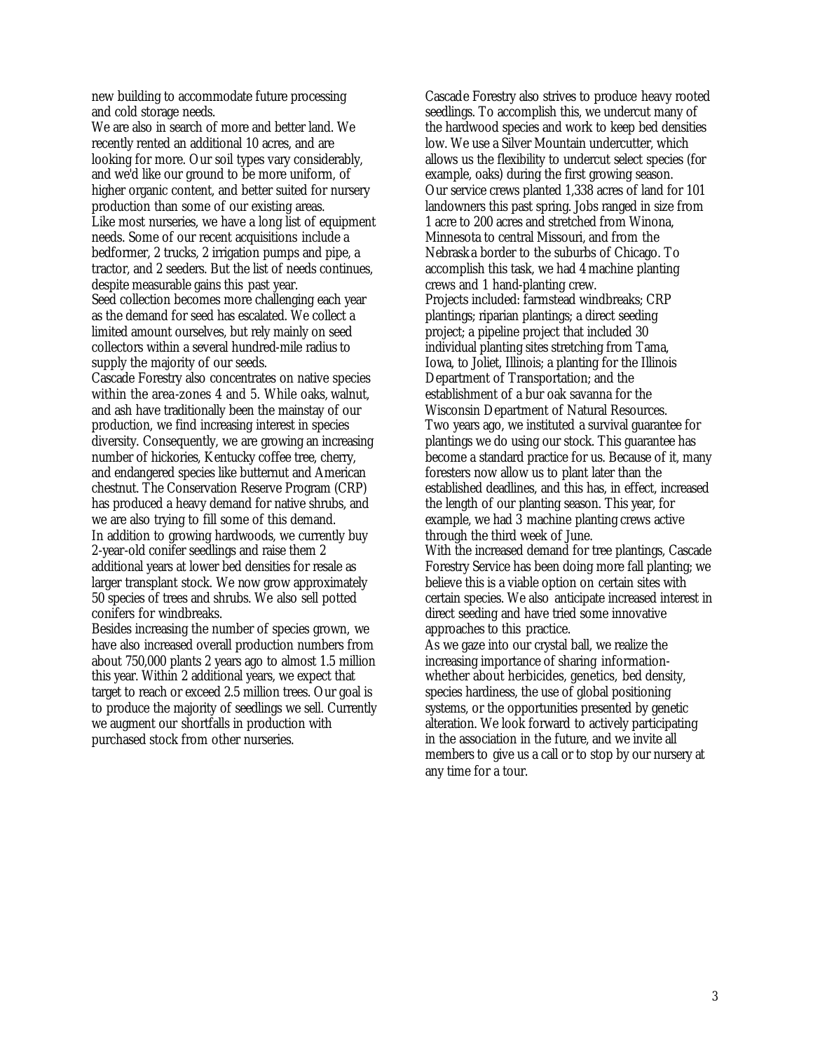new building to accommodate future processing and cold storage needs.

We are also in search of more and better land. We recently rented an additional 10 acres, and are looking for more. Our soil types vary considerably, and we'd like our ground to be more uniform, of higher organic content, and better suited for nursery production than some of our existing areas.

Like most nurseries, we have a long list of equipment needs. Some of our recent acquisitions include a bedformer, 2 trucks, 2 irrigation pumps and pipe, a tractor, and 2 seeders. But the list of needs continues, despite measurable gains this past year.

Seed collection becomes more challenging each year as the demand for seed has escalated. We collect a limited amount ourselves, but rely mainly on seed collectors within a several hundred-mile radius to supply the majority of our seeds.

Cascade Forestry also concentrates on native species within the area-zones 4 and 5. While oaks, walnut, and ash have traditionally been the mainstay of our production, we find increasing interest in species diversity. Consequently, we are growing an increasing number of hickories, Kentucky coffee tree, cherry, and endangered species like butternut and American chestnut. The Conservation Reserve Program (CRP) has produced a heavy demand for native shrubs, and we are also trying to fill some of this demand.

In addition to growing hardwoods, we currently buy 2-year-old conifer seedlings and raise them 2 additional years at lower bed densities for resale as larger transplant stock. We now grow approximately 50 species of trees and shrubs. We also sell potted conifers for windbreaks.

Besides increasing the number of species grown, we have also increased overall production numbers from about 750,000 plants 2 years ago to almost 1.5 million this year. Within 2 additional years, we expect that target to reach or exceed 2.5 million trees. Our goal is to produce the majority of seedlings we sell. Currently we augment our shortfalls in production with purchased stock from other nurseries.

Cascade Forestry also strives to produce heavy rooted seedlings. To accomplish this, we undercut many of the hardwood species and work to keep bed densities low. We use a Silver Mountain undercutter, which allows us the flexibility to undercut select species (for example, oaks) during the first growing season.

Our service crews planted 1,338 acres of land for 101 landowners this past spring. Jobs ranged in size from 1 acre to 200 acres and stretched from Winona, Minnesota to central Missouri, and from the Nebraska border to the suburbs of Chicago. To accomplish this task, we had 4 machine planting crews and 1 hand-planting crew.

Projects included: farmstead windbreaks; CRP plantings; riparian plantings; a direct seeding project; a pipeline project that included 30 individual planting sites stretching from Tama, Iowa, to Joliet, Illinois; a planting for the Illinois Department of Transportation; and the establishment of a bur oak savanna for the Wisconsin Department of Natural Resources.

Two years ago, we instituted a survival guarantee for plantings we do using our stock. This guarantee has become a standard practice for us. Because of it, many foresters now allow us to plant later than the established deadlines, and this has, in effect, increased the length of our planting season. This year, for example, we had 3 machine planting crews active through the third week of June.

With the increased demand for tree plantings, Cascade Forestry Service has been doing more fall planting; we believe this is a viable option on certain sites with certain species. We also anticipate increased interest in direct seeding and have tried some innovative approaches to this practice.

As we gaze into our crystal ball, we realize the increasing importance of sharing information-whether about herbicides, genetics, bed density, species hardiness, the use of global positioning systems, or the opportunities presented by genetic alteration. We look forward to actively participating in the association in the future, and we invite all members to give us a call or to stop by our nursery at any time for a tour.